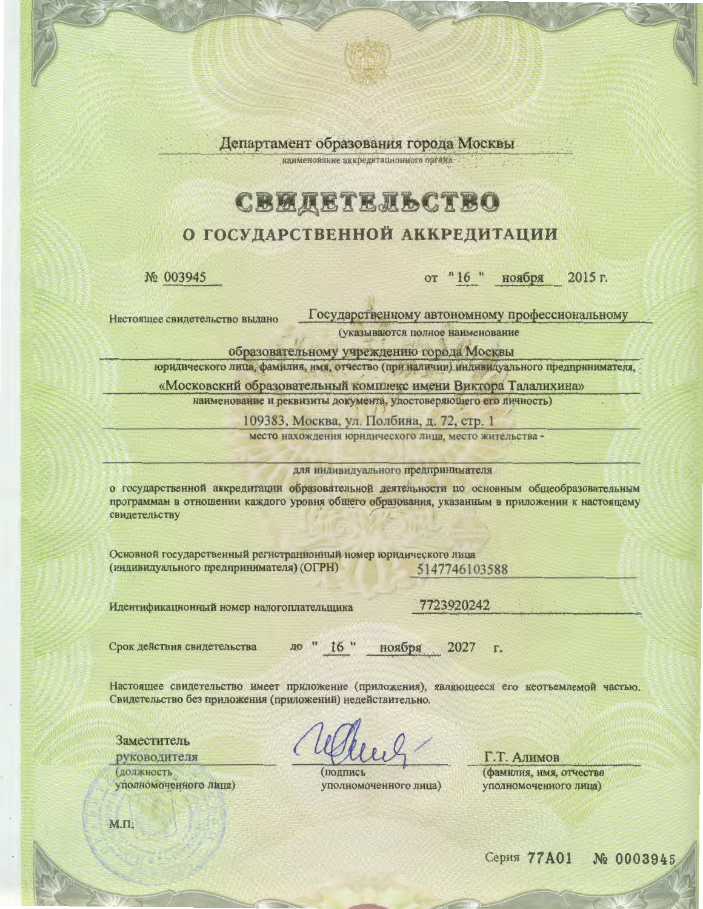Департамент образования города Москвы

наименование аккредитационного органа

# СВИДЕТЕЛЬСТВО

## О ГОСУДАРСТВЕННОЙ АККРЕДИТАЦИИ

№ 003945 от "16" ноября 2015 г.

Настоящее свидетельство выдано Государственному автономному профессиональному

(указываются полное наименование

образовательному учреждению города Москвы

юридического лица, фамилия, имя, отчество (при наличии) индивидуального предпринимателя,

«Московский образовательный комплекс имени Виктора Талалихина»

наименование и реквизиты документа, удостоверяющего его личность)

109383, Москва, ул. Полбина, д. 72, стр. 1

место нахождения юридического лица, место жительства -

для индивидуального предпринимателя

о государственной аккредитации образовательной деятельности по основным общеобразовательным программам в отношении каждого уровня общего образования, указанным в приложении к настоящему свидетельству

Основной государственный регистрационный номер юридического лица (индивидуального предпринимателя) (ОГРН) 5147746103588

Идентификационный номер налогоплательщика 7723920242

Срок действия свидетельства до "16" ноября 2027 г.

Настоящее свидетельство имеет приложение (приложения), являющееся его неотъемлемой частью. Свидетельство без приложения (приложений) недействительно.

| Заместитель руководителя | | Г.Т. Алимов |
|---|---|---|
| (должность уполномоченного лица) | (подпись уполномоченного лица) | (фамилия, имя, отчество уполномоченного лица) |

М.П.

Серия 77А01 № 0003945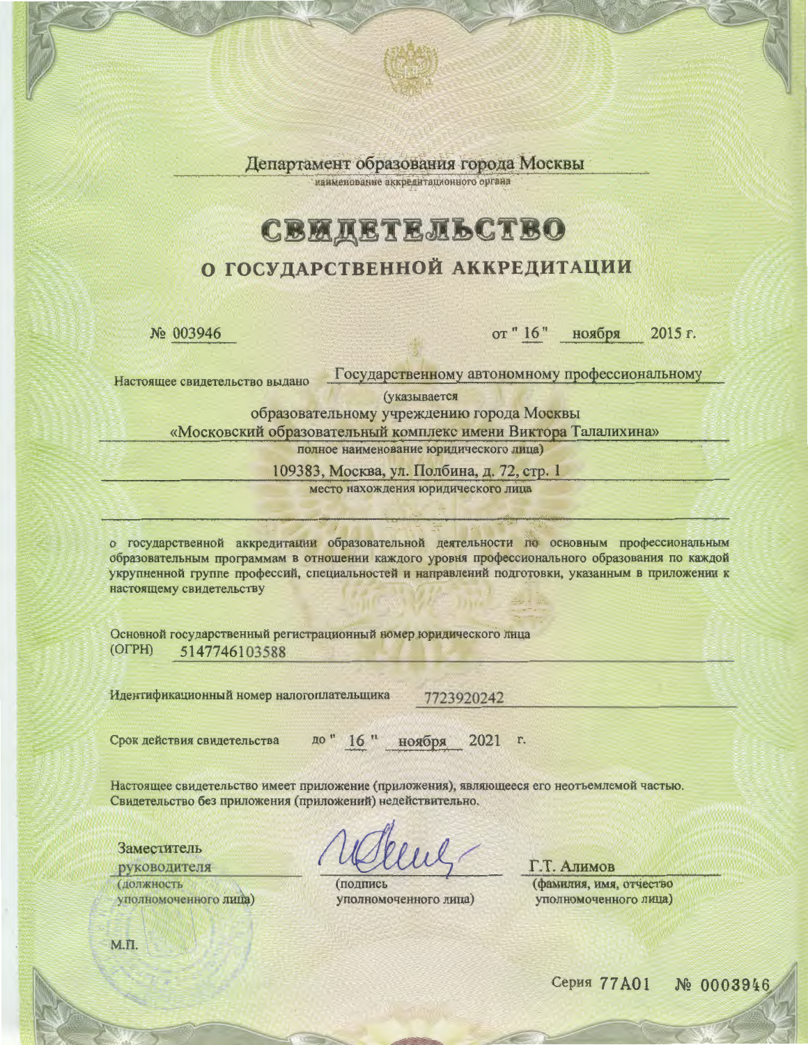Департамент образования города Москвы

наименование аккредитационного органа

# СВИДЕТЕЛЬСТВО

## О ГОСУДАРСТВЕННОЙ АККРЕДИТАЦИИ

№ 003946 от " 16 " ноября 2015 г.

Настоящее свидетельство выдано Государственному автономному профессиональному

(указывается

образовательному учреждению города Москвы

«Московский образовательный комплекс имени Виктора Талалихина»

полное наименование юридического лица)

109383, Москва, ул. Полбина, д. 72, стр. 1

место нахождения юридического лица

о государственной аккредитации образовательной деятельности по основным профессиональным образовательным программам в отношении каждого уровня профессионального образования по каждой укрупненной группе профессий, специальностей и направлений подготовки, указанным в приложении к настоящему свидетельству

Основной государственный регистрационный номер юридического лица (ОГРН) 5147746103588

Идентификационный номер налогоплательщика 7723920242

Срок действия свидетельства до " 16 " ноября 2021 г.

Настоящее свидетельство имеет приложение (приложения), являющееся его неотъемлемой частью. Свидетельство без приложения (приложений) недействительно.

| | | |
|---|---|---|
| Заместитель руководителя | | Г.Т. Алимов |
| (должность уполномоченного лица) | (подпись уполномоченного лица) | (фамилия, имя, отчество уполномоченного лица) |

М.П.

Серия 77А01 № 0003946